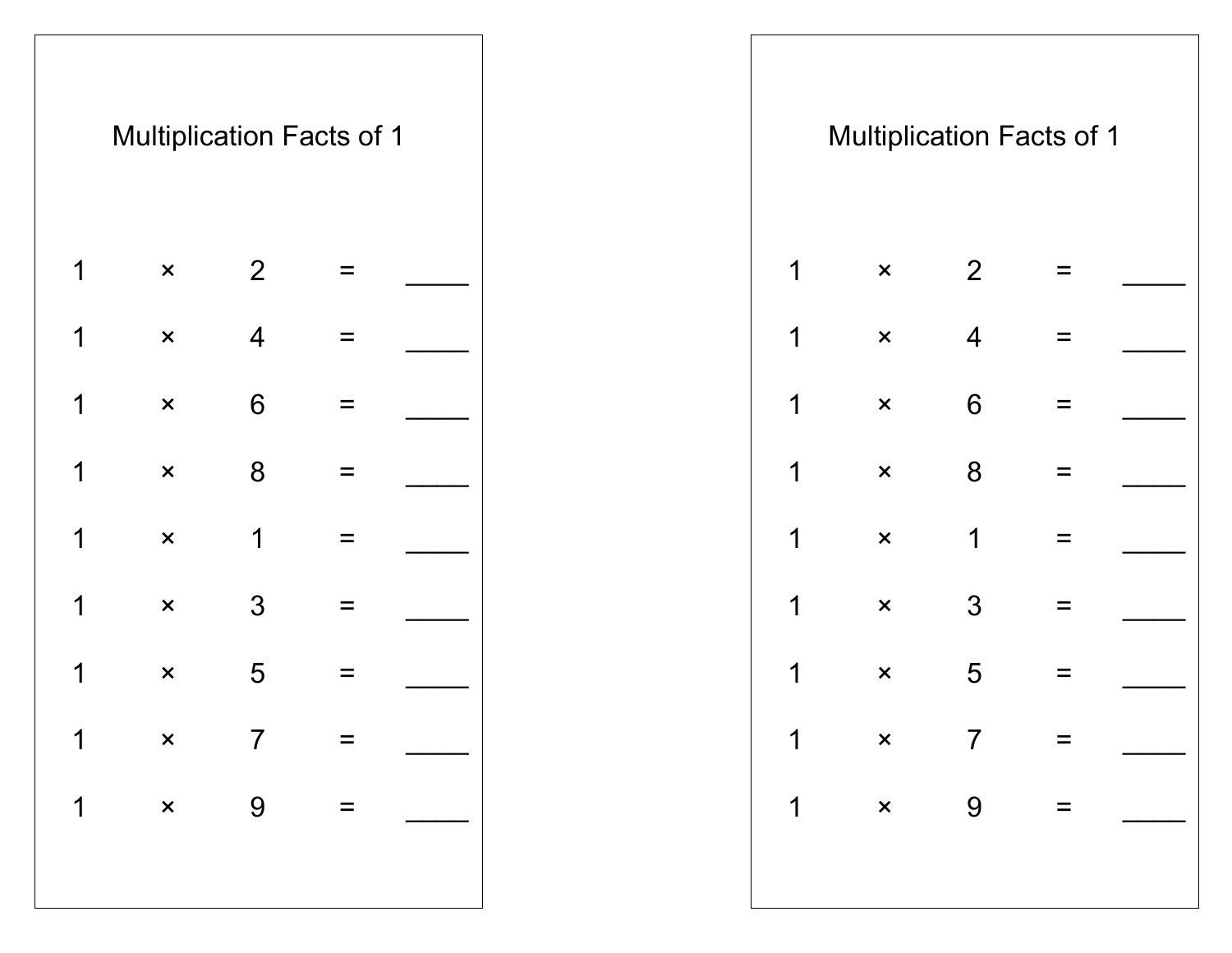## Multiplication Facts of 1

$1 \times 2 =$ ____

$1 \times 4 =$ ____

$1 \times 6 =$ ____

$1 \times 8 =$ ____

$1 \times 1 =$ ____

$1 \times 3 =$ ____

$1 \times 5 =$ ____

$1 \times 7 =$ ____

$1 \times 9 =$ ____

## Multiplication Facts of 1

$1 \times 2 =$ ____

$1 \times 4 =$ ____

$1 \times 6 =$ ____

$1 \times 8 =$ ____

$1 \times 1 =$ ____

$1 \times 3 =$ ____

$1 \times 5 =$ ____

$1 \times 7 =$ ____

$1 \times 9 =$ ____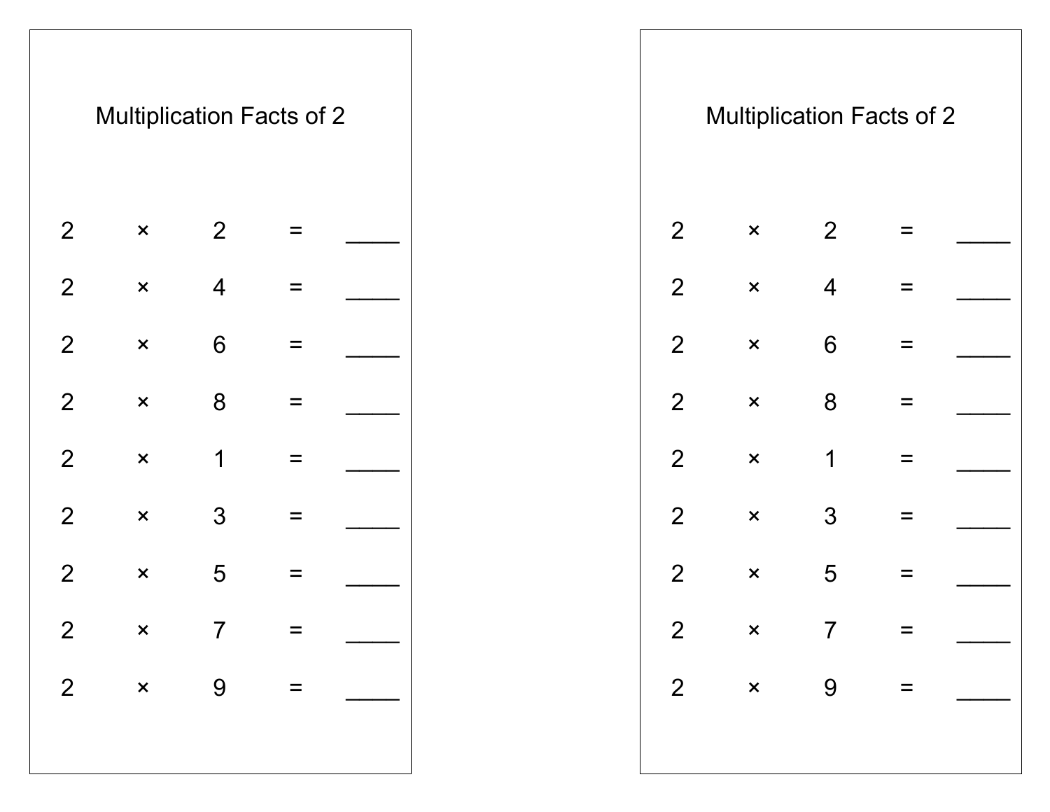## Multiplication Facts of 2

| | | | | |
|---|---|---|---|---|
| 2 | × | 2 | = | _____ |
| 2 | × | 4 | = | _____ |
| 2 | × | 6 | = | _____ |
| 2 | × | 8 | = | _____ |
| 2 | × | 1 | = | _____ |
| 2 | × | 3 | = | _____ |
| 2 | × | 5 | = | _____ |
| 2 | × | 7 | = | _____ |
| 2 | × | 9 | = | _____ |

## Multiplication Facts of 2

| | | | | |
|---|---|---|---|---|
| 2 | × | 2 | = | _____ |
| 2 | × | 4 | = | _____ |
| 2 | × | 6 | = | _____ |
| 2 | × | 8 | = | _____ |
| 2 | × | 1 | = | _____ |
| 2 | × | 3 | = | _____ |
| 2 | × | 5 | = | _____ |
| 2 | × | 7 | = | _____ |
| 2 | × | 9 | = | _____ |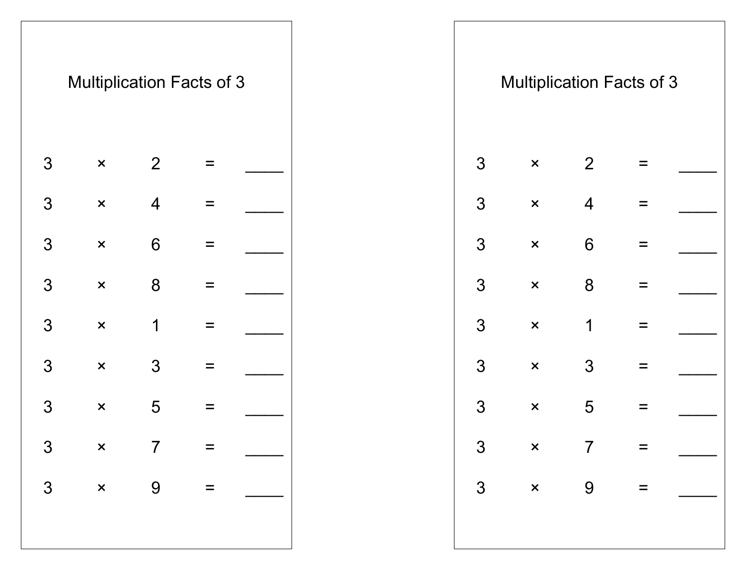## Multiplication Facts of 3

3 × 2 = _____

3 × 4 = _____

3 × 6 = _____

3 × 8 = _____

3 × 1 = _____

3 × 3 = _____

3 × 5 = _____

3 × 7 = _____

3 × 9 = _____

## Multiplication Facts of 3

3 × 2 = _____

3 × 4 = _____

3 × 6 = _____

3 × 8 = _____

3 × 1 = _____

3 × 3 = _____

3 × 5 = _____

3 × 7 = _____

3 × 9 = _____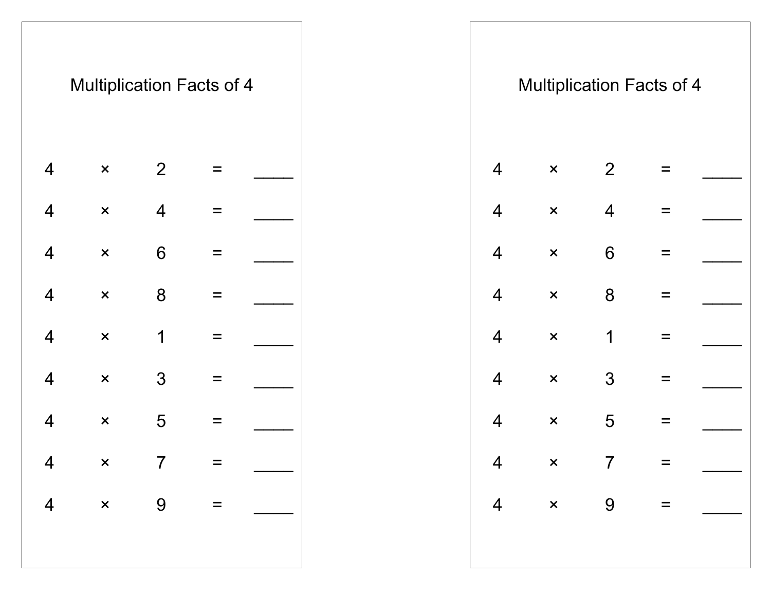## Multiplication Facts of 4

$4 \times 2 =$ ____

$4 \times 4 =$ ____

$4 \times 6 =$ ____

$4 \times 8 =$ ____

$4 \times 1 =$ ____

$4 \times 3 =$ ____

$4 \times 5 =$ ____

$4 \times 7 =$ ____

$4 \times 9 =$ ____

## Multiplication Facts of 4

$4 \times 2 =$ ____

$4 \times 4 =$ ____

$4 \times 6 =$ ____

$4 \times 8 =$ ____

$4 \times 1 =$ ____

$4 \times 3 =$ ____

$4 \times 5 =$ ____

$4 \times 7 =$ ____

$4 \times 9 =$ ____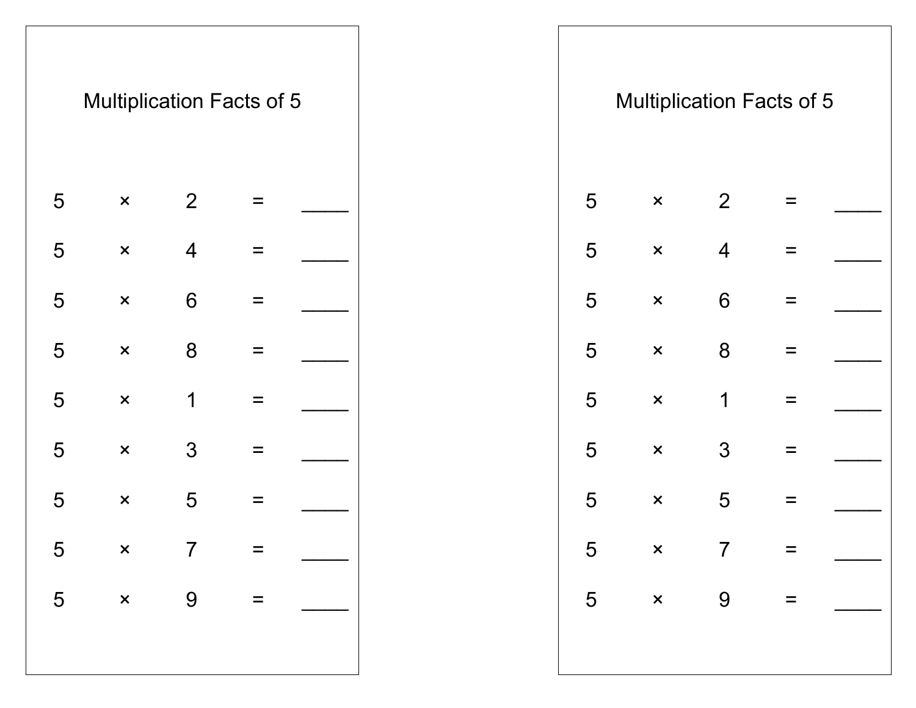## Multiplication Facts of 5

$5 \times 2 =$ ____

$5 \times 4 =$ ____

$5 \times 6 =$ ____

$5 \times 8 =$ ____

$5 \times 1 =$ ____

$5 \times 3 =$ ____

$5 \times 5 =$ ____

$5 \times 7 =$ ____

$5 \times 9 =$ ____

## Multiplication Facts of 5

$5 \times 2 =$ ____

$5 \times 4 =$ ____

$5 \times 6 =$ ____

$5 \times 8 =$ ____

$5 \times 1 =$ ____

$5 \times 3 =$ ____

$5 \times 5 =$ ____

$5 \times 7 =$ ____

$5 \times 9 =$ ____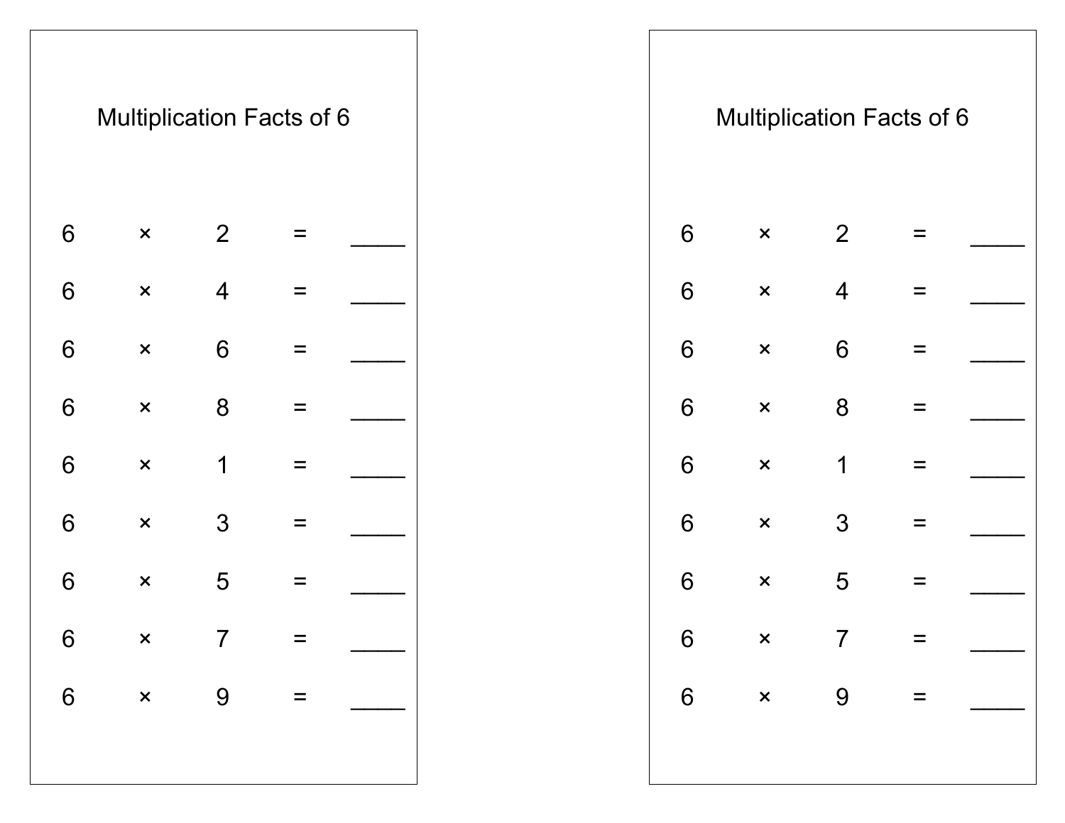## Multiplication Facts of 6

$6 \times 2 =$ _____

$6 \times 4 =$ _____

$6 \times 6 =$ _____

$6 \times 8 =$ _____

$6 \times 1 =$ _____

$6 \times 3 =$ _____

$6 \times 5 =$ _____

$6 \times 7 =$ _____

$6 \times 9 =$ _____

## Multiplication Facts of 6

$6 \times 2 =$ _____

$6 \times 4 =$ _____

$6 \times 6 =$ _____

$6 \times 8 =$ _____

$6 \times 1 =$ _____

$6 \times 3 =$ _____

$6 \times 5 =$ _____

$6 \times 7 =$ _____

$6 \times 9 =$ _____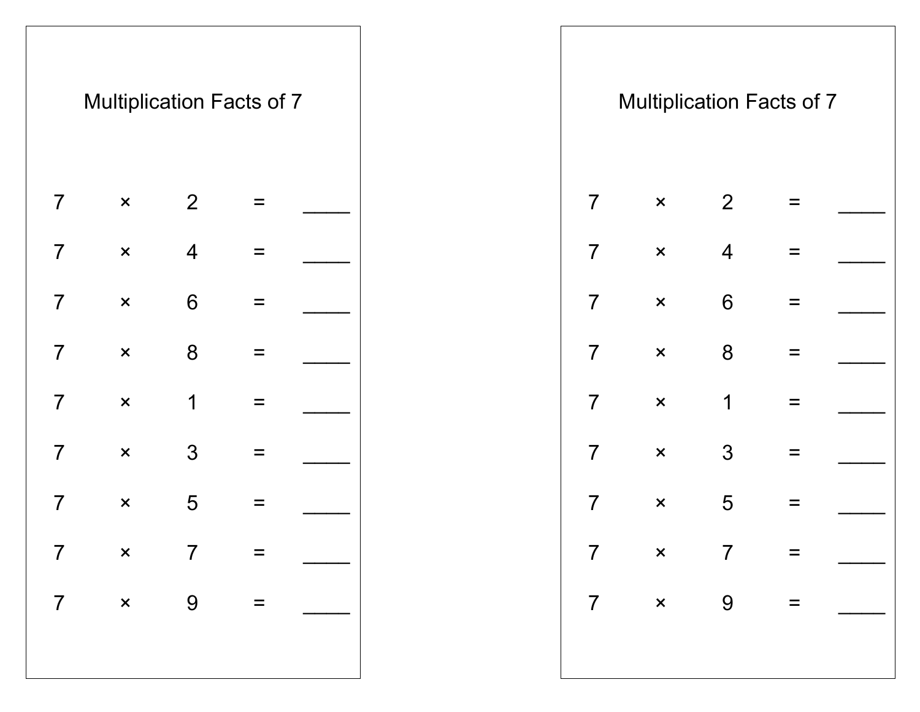## Multiplication Facts of 7

$7 \times 2 =$ \_\_\_\_

$7 \times 4 =$ \_\_\_\_

$7 \times 6 =$ \_\_\_\_

$7 \times 8 =$ \_\_\_\_

$7 \times 1 =$ \_\_\_\_

$7 \times 3 =$ \_\_\_\_

$7 \times 5 =$ \_\_\_\_

$7 \times 7 =$ \_\_\_\_

$7 \times 9 =$ \_\_\_\_

## Multiplication Facts of 7

$7 \times 2 =$ \_\_\_\_

$7 \times 4 =$ \_\_\_\_

$7 \times 6 =$ \_\_\_\_

$7 \times 8 =$ \_\_\_\_

$7 \times 1 =$ \_\_\_\_

$7 \times 3 =$ \_\_\_\_

$7 \times 5 =$ \_\_\_\_

$7 \times 7 =$ \_\_\_\_

$7 \times 9 =$ \_\_\_\_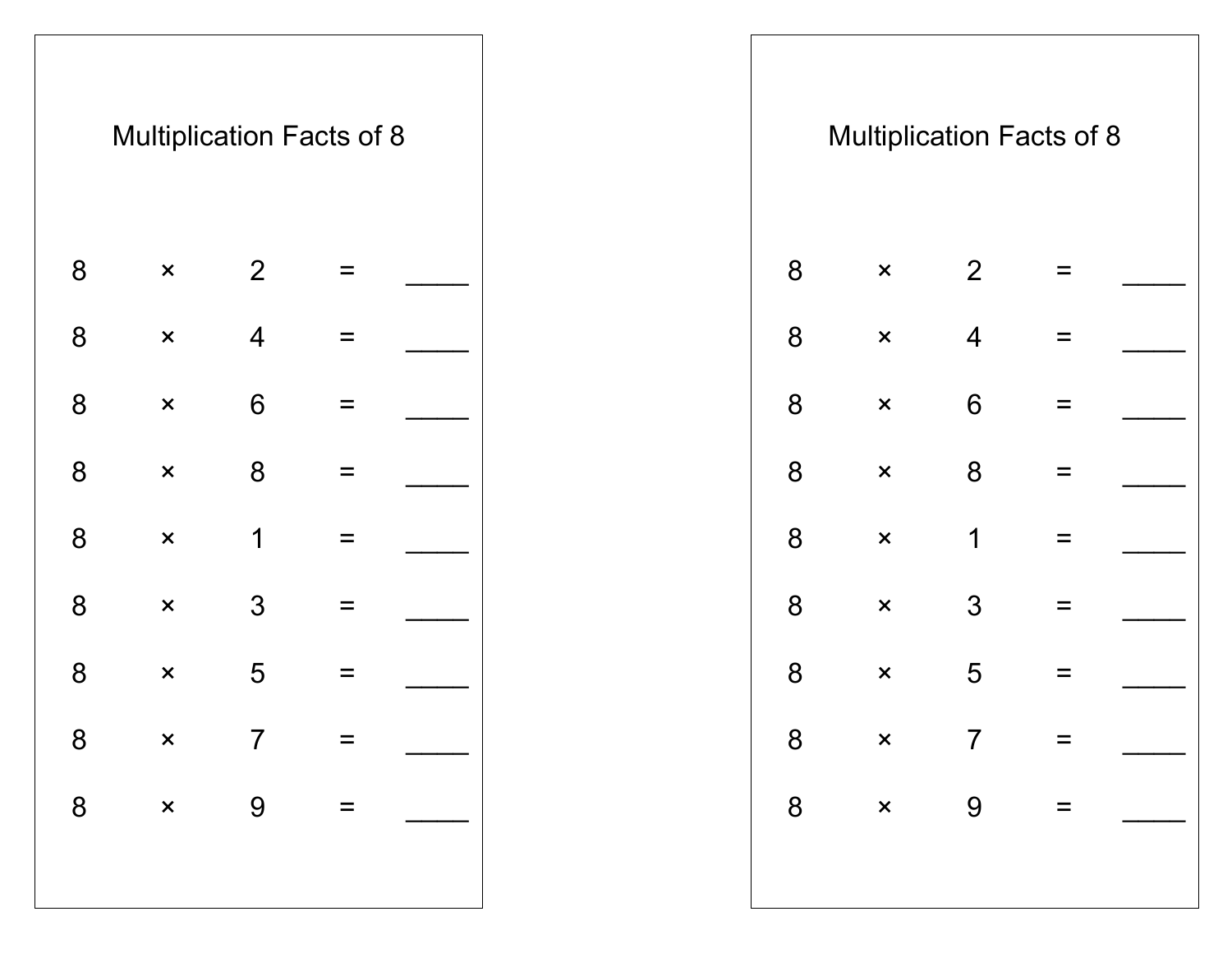## Multiplication Facts of 8

| | | | | |
|---|---|---|---|---|
| 8 | × | 2 | = | ____ |
| 8 | × | 4 | = | ____ |
| 8 | × | 6 | = | ____ |
| 8 | × | 8 | = | ____ |
| 8 | × | 1 | = | ____ |
| 8 | × | 3 | = | ____ |
| 8 | × | 5 | = | ____ |
| 8 | × | 7 | = | ____ |
| 8 | × | 9 | = | ____ |

## Multiplication Facts of 8

| | | | | |
|---|---|---|---|---|
| 8 | × | 2 | = | ____ |
| 8 | × | 4 | = | ____ |
| 8 | × | 6 | = | ____ |
| 8 | × | 8 | = | ____ |
| 8 | × | 1 | = | ____ |
| 8 | × | 3 | = | ____ |
| 8 | × | 5 | = | ____ |
| 8 | × | 7 | = | ____ |
| 8 | × | 9 | = | ____ |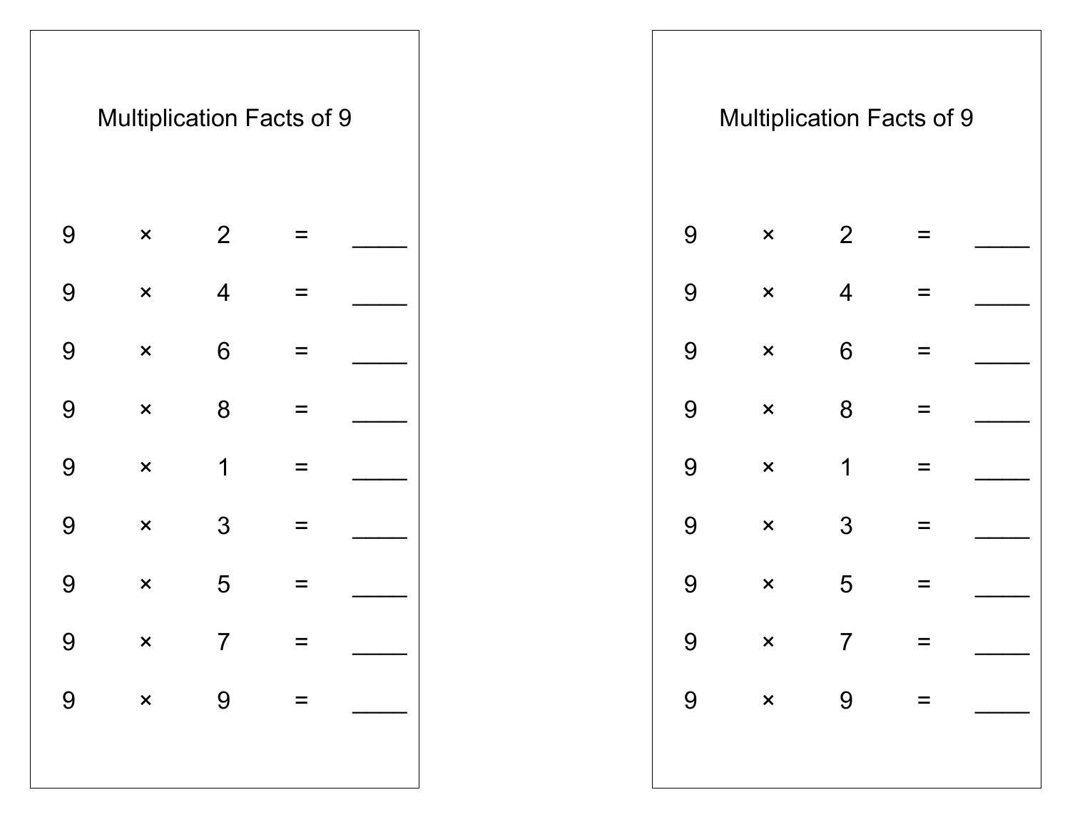## Multiplication Facts of 9

| | | | | |
|---|---|---|---|---|
| 9 | × | 2 | = | ____ |
| 9 | × | 4 | = | ____ |
| 9 | × | 6 | = | ____ |
| 9 | × | 8 | = | ____ |
| 9 | × | 1 | = | ____ |
| 9 | × | 3 | = | ____ |
| 9 | × | 5 | = | ____ |
| 9 | × | 7 | = | ____ |
| 9 | × | 9 | = | ____ |

## Multiplication Facts of 9

| | | | | |
|---|---|---|---|---|
| 9 | × | 2 | = | ____ |
| 9 | × | 4 | = | ____ |
| 9 | × | 6 | = | ____ |
| 9 | × | 8 | = | ____ |
| 9 | × | 1 | = | ____ |
| 9 | × | 3 | = | ____ |
| 9 | × | 5 | = | ____ |
| 9 | × | 7 | = | ____ |
| 9 | × | 9 | = | ____ |